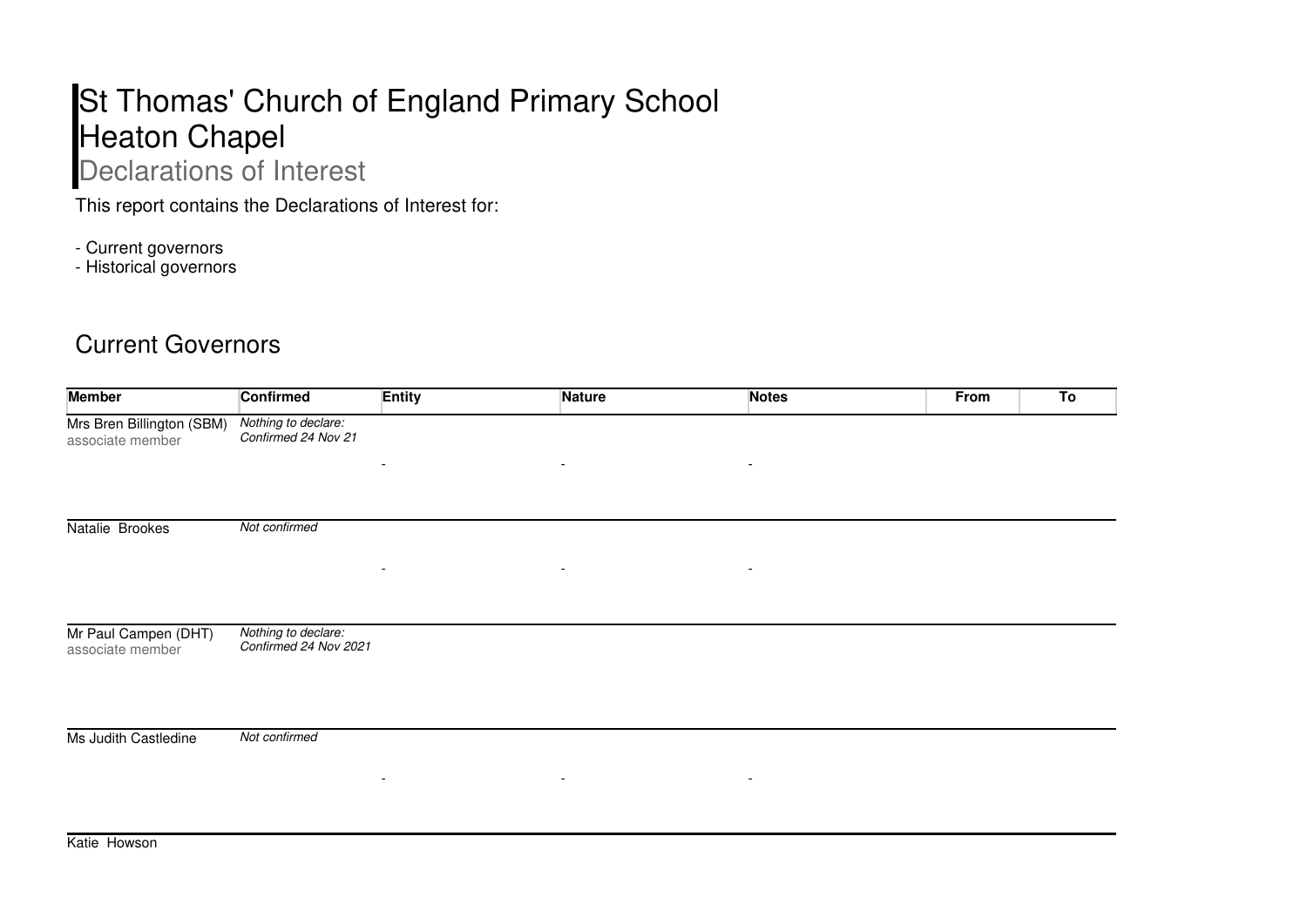# St Thomas' Church of England Primary School Heaton Chapel

## Declarations of Interest

This report contains the Declarations of Interest for:

- Current governors
- Historical governors

## Current Governors

| Member | Confirmed | Entity | Nature | Notes | From | To |
|---|---|---|---|---|---|---|
| Mrs Bren Billington (SBM) associate member | *Nothing to declare: Confirmed 24 Nov 21* | - | - | - | | |
| Natalie Brookes | *Not confirmed* | - | - | - | | |
| Mr Paul Campen (DHT) associate member | *Nothing to declare: Confirmed 24 Nov 2021* | | | | | |
| Ms Judith Castledine | *Not confirmed* | - | - | - | | |
| Katie Howson | | | | | | |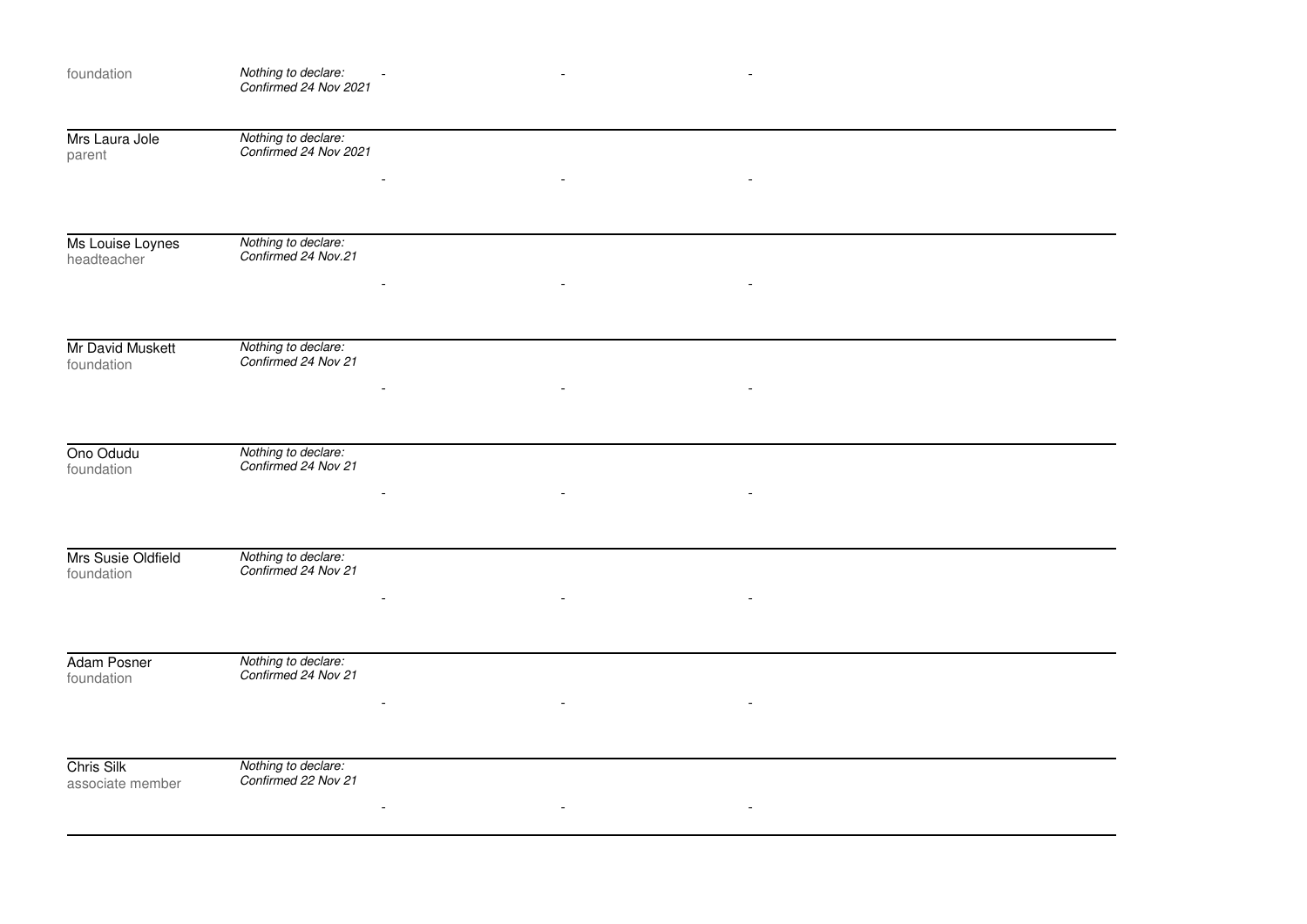| | | | | |
|---|---|---|---|---|
| foundation | *Nothing to declare: Confirmed 24 Nov 2021* | - | - | - |
| Mrs Laura Jole<br>parent | *Nothing to declare: Confirmed 24 Nov 2021* | - | - | - |
| Ms Louise Loynes<br>headteacher | *Nothing to declare: Confirmed 24 Nov.21* | - | - | - |
| Mr David Muskett<br>foundation | *Nothing to declare: Confirmed 24 Nov 21* | - | - | - |
| Ono Odudu<br>foundation | *Nothing to declare: Confirmed 24 Nov 21* | - | - | - |
| Mrs Susie Oldfield<br>foundation | *Nothing to declare: Confirmed 24 Nov 21* | - | - | - |
| Adam Posner<br>foundation | *Nothing to declare: Confirmed 24 Nov 21* | - | - | - |
| Chris Silk<br>associate member | *Nothing to declare: Confirmed 22 Nov 21* | - | - | - |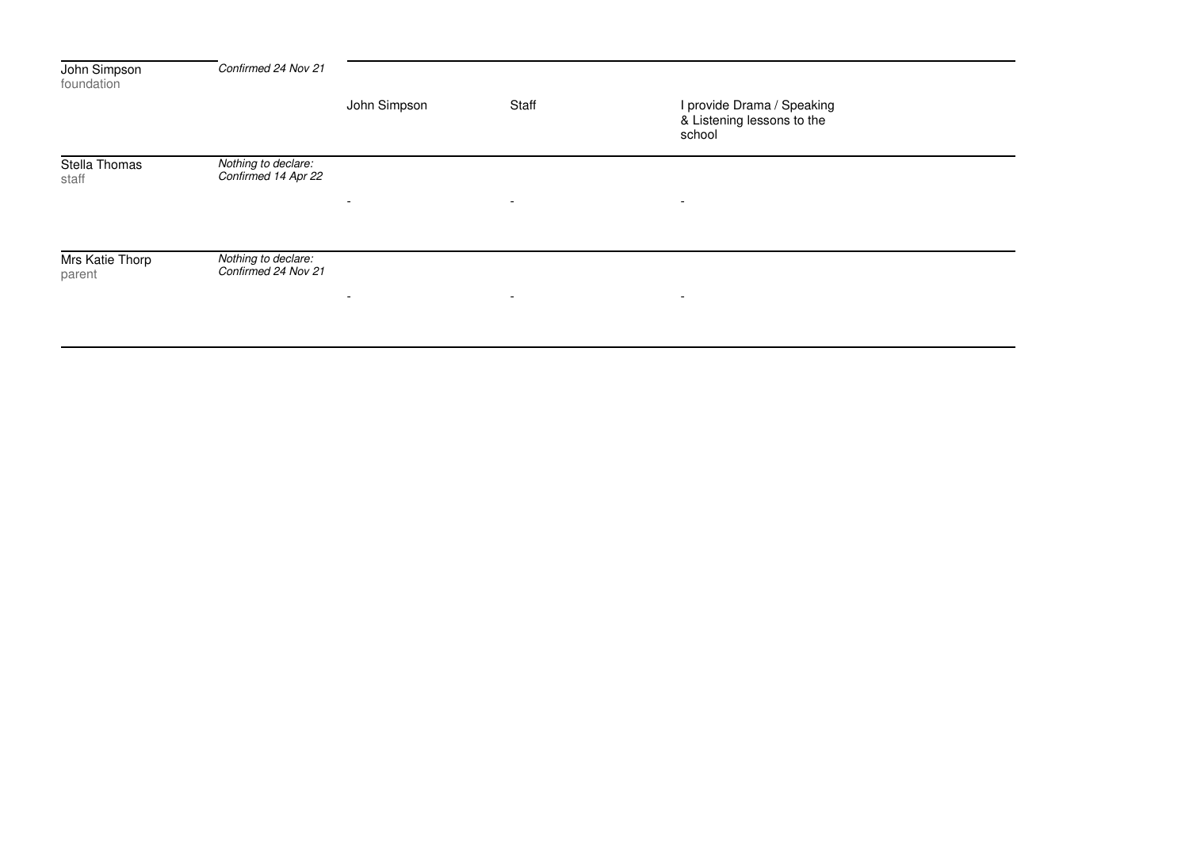| | | | | |
|---|---|---|---|---|
| John Simpson<br>foundation | *Confirmed 24 Nov 21* | John Simpson | Staff | I provide Drama / Speaking & Listening lessons to the school |
| Stella Thomas<br>staff | *Nothing to declare: Confirmed 14 Apr 22* | - | - | - |
| Mrs Katie Thorp<br>parent | *Nothing to declare: Confirmed 24 Nov 21* | - | - | - |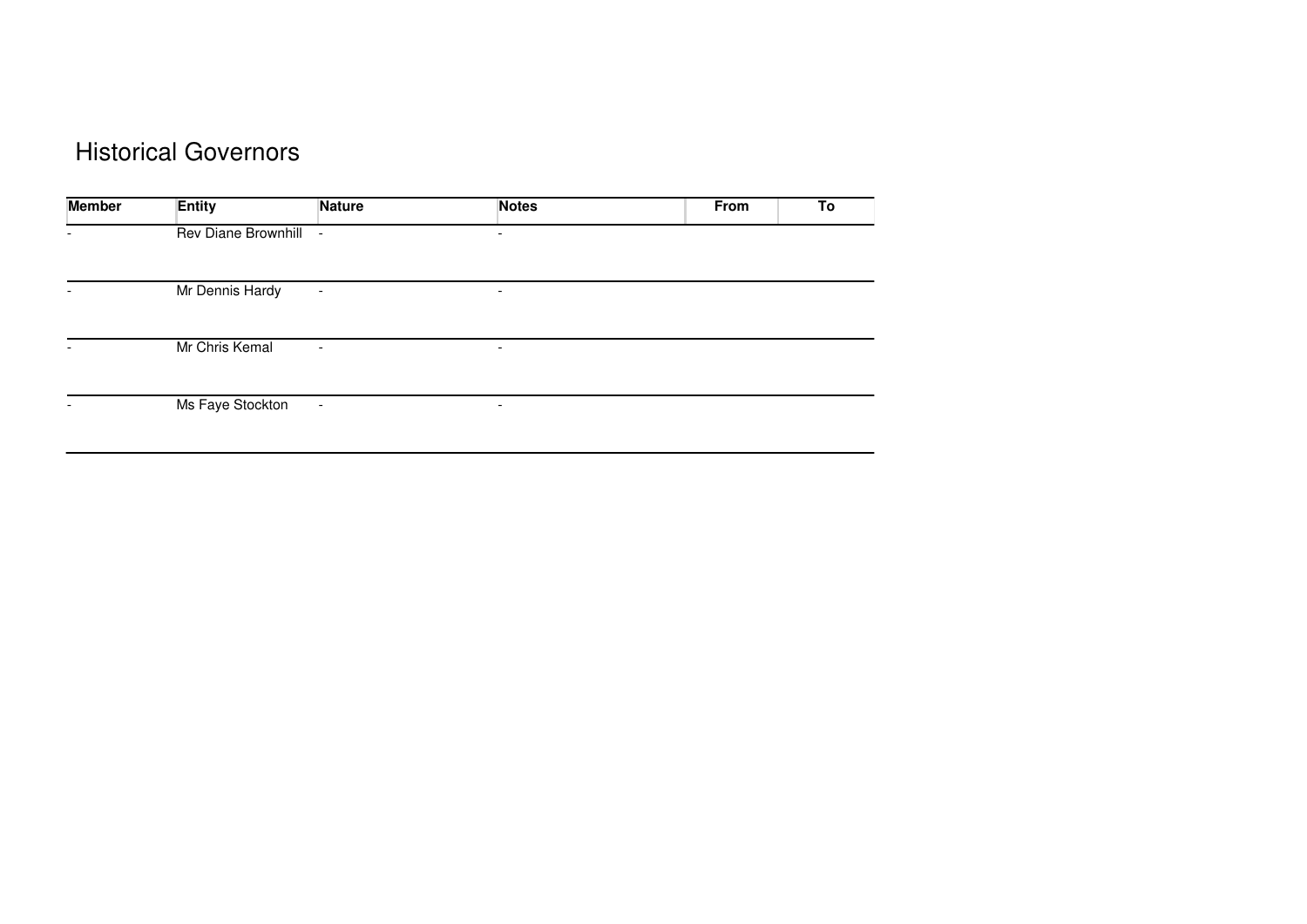# Historical Governors

| Member | Entity | Nature | Notes | From | To |
|---|---|---|---|---|---|
| - | Rev Diane Brownhill | - | - | | |
| - | Mr Dennis Hardy | - | - | | |
| - | Mr Chris Kemal | - | - | | |
| - | Ms Faye Stockton | - | - | | |